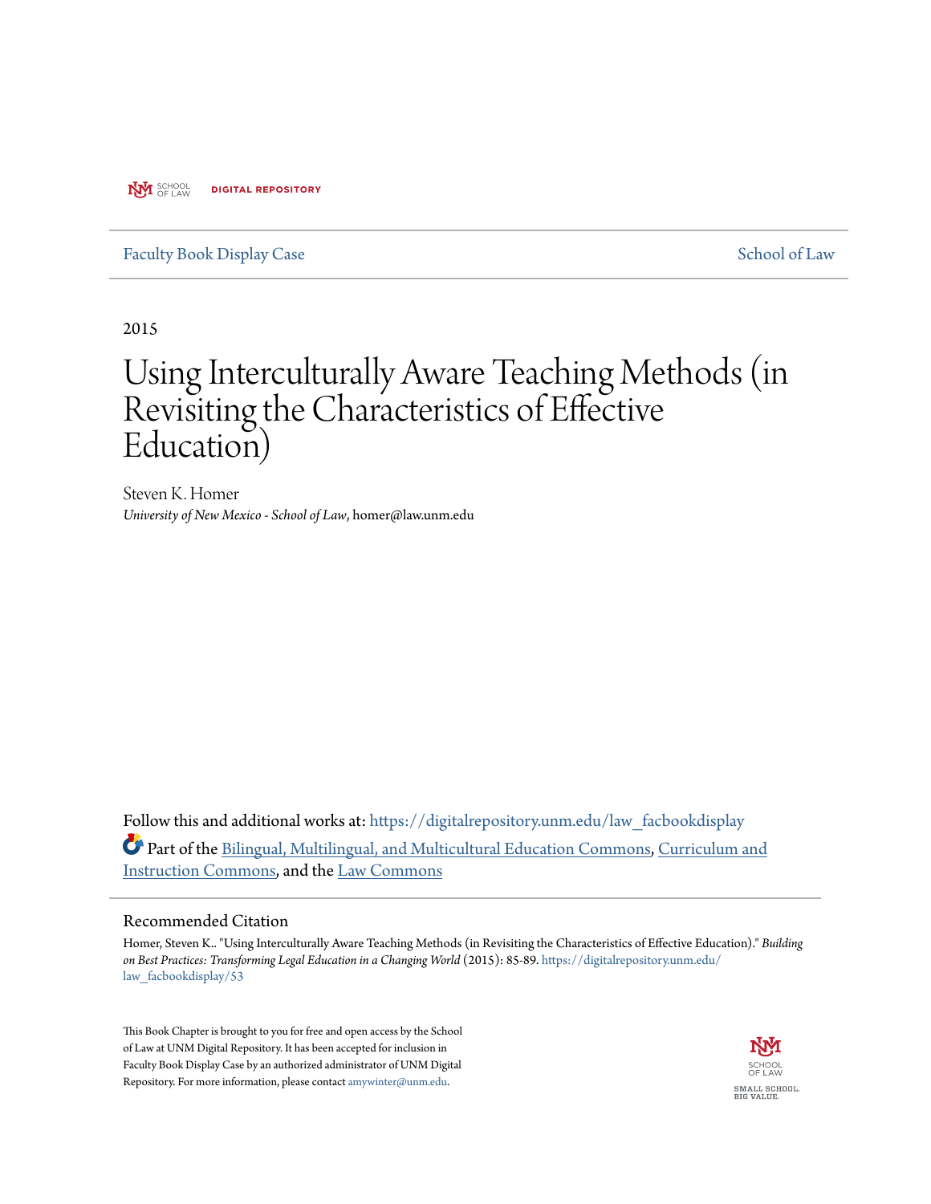UNM SCHOOL OF LAW **DIGITAL REPOSITORY**

Faculty Book Display Case | School of Law

2015

# Using Interculturally Aware Teaching Methods (in Revisiting the Characteristics of Effective Education)

Steven K. Homer
*University of New Mexico - School of Law*, homer@law.unm.edu

Follow this and additional works at: https://digitalrepository.unm.edu/law_facbookdisplay

Part of the Bilingual, Multilingual, and Multicultural Education Commons, Curriculum and Instruction Commons, and the Law Commons

## Recommended Citation

Homer, Steven K.. "Using Interculturally Aware Teaching Methods (in Revisiting the Characteristics of Effective Education)." *Building on Best Practices: Transforming Legal Education in a Changing World* (2015): 85-89. https://digitalrepository.unm.edu/law_facbookdisplay/53

This Book Chapter is brought to you for free and open access by the School of Law at UNM Digital Repository. It has been accepted for inclusion in Faculty Book Display Case by an authorized administrator of UNM Digital Repository. For more information, please contact amywinter@unm.edu.

UNM SCHOOL OF LAW
SMALL SCHOOL. BIG VALUE.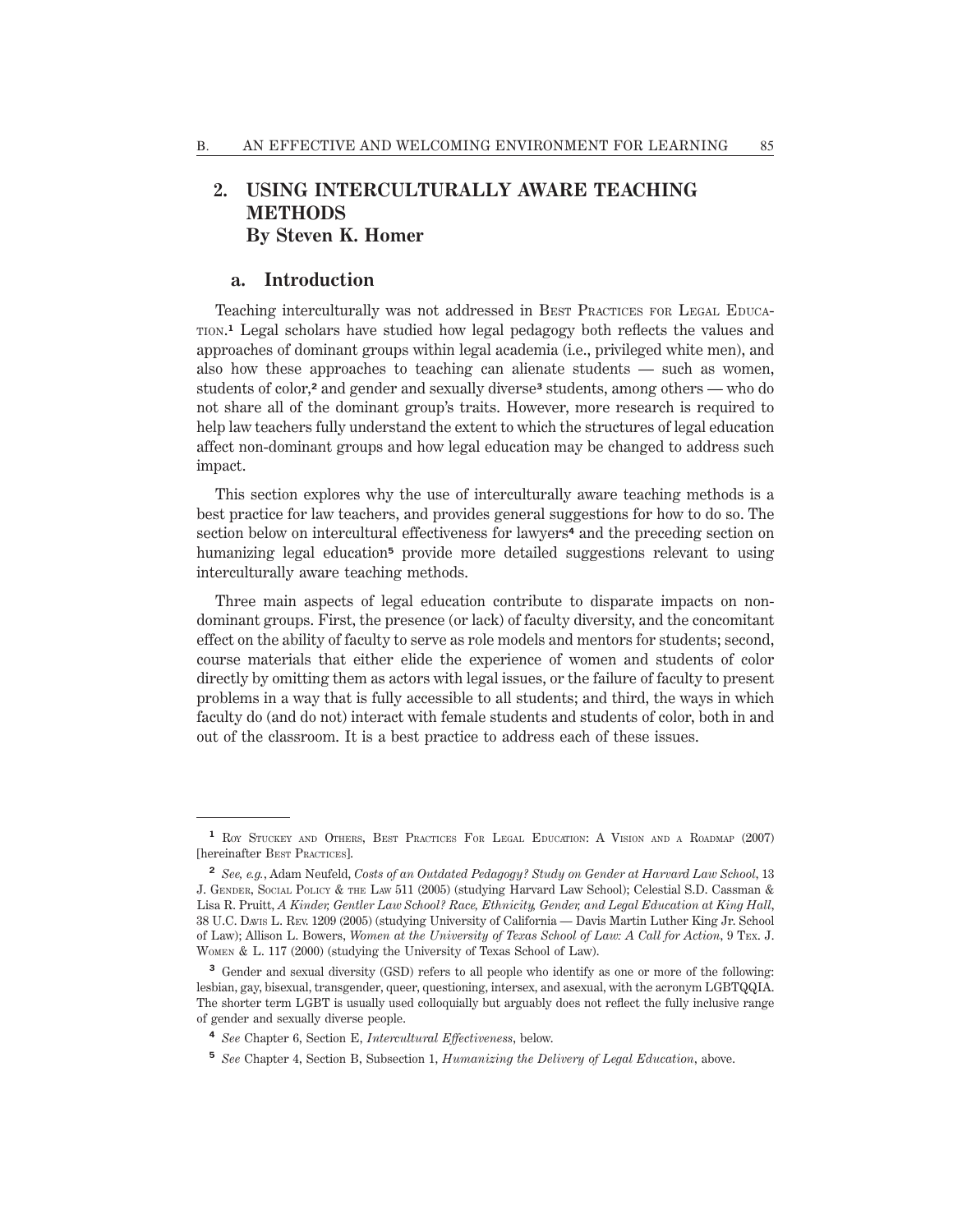## 2. USING INTERCULTURALLY AWARE TEACHING METHODS
## By Steven K. Homer

### a. Introduction

Teaching interculturally was not addressed in Best Practices for Legal Education.[1] Legal scholars have studied how legal pedagogy both reflects the values and approaches of dominant groups within legal academia (i.e., privileged white men), and also how these approaches to teaching can alienate students — such as women, students of color,[2] and gender and sexually diverse[3] students, among others — who do not share all of the dominant group's traits. However, more research is required to help law teachers fully understand the extent to which the structures of legal education affect non-dominant groups and how legal education may be changed to address such impact.

This section explores why the use of interculturally aware teaching methods is a best practice for law teachers, and provides general suggestions for how to do so. The section below on intercultural effectiveness for lawyers[4] and the preceding section on humanizing legal education[5] provide more detailed suggestions relevant to using interculturally aware teaching methods.

Three main aspects of legal education contribute to disparate impacts on non-dominant groups. First, the presence (or lack) of faculty diversity, and the concomitant effect on the ability of faculty to serve as role models and mentors for students; second, course materials that either elide the experience of women and students of color directly by omitting them as actors with legal issues, or the failure of faculty to present problems in a way that is fully accessible to all students; and third, the ways in which faculty do (and do not) interact with female students and students of color, both in and out of the classroom. It is a best practice to address each of these issues.

---

[1] Roy Stuckey and Others, Best Practices For Legal Education: A Vision and a Roadmap (2007) [hereinafter Best Practices].

[2] *See, e.g.*, Adam Neufeld, *Costs of an Outdated Pedagogy? Study on Gender at Harvard Law School*, 13 J. Gender, Social Policy & the Law 511 (2005) (studying Harvard Law School); Celestial S.D. Cassman & Lisa R. Pruitt, *A Kinder, Gentler Law School? Race, Ethnicity, Gender, and Legal Education at King Hall*, 38 U.C. Davis L. Rev. 1209 (2005) (studying University of California — Davis Martin Luther King Jr. School of Law); Allison L. Bowers, *Women at the University of Texas School of Law: A Call for Action*, 9 Tex. J. Women & L. 117 (2000) (studying the University of Texas School of Law).

[3] Gender and sexual diversity (GSD) refers to all people who identify as one or more of the following: lesbian, gay, bisexual, transgender, queer, questioning, intersex, and asexual, with the acronym LGBTQQIA. The shorter term LGBT is usually used colloquially but arguably does not reflect the fully inclusive range of gender and sexually diverse people.

[4] *See* Chapter 6, Section E, *Intercultural Effectiveness*, below.

[5] *See* Chapter 4, Section B, Subsection 1, *Humanizing the Delivery of Legal Education*, above.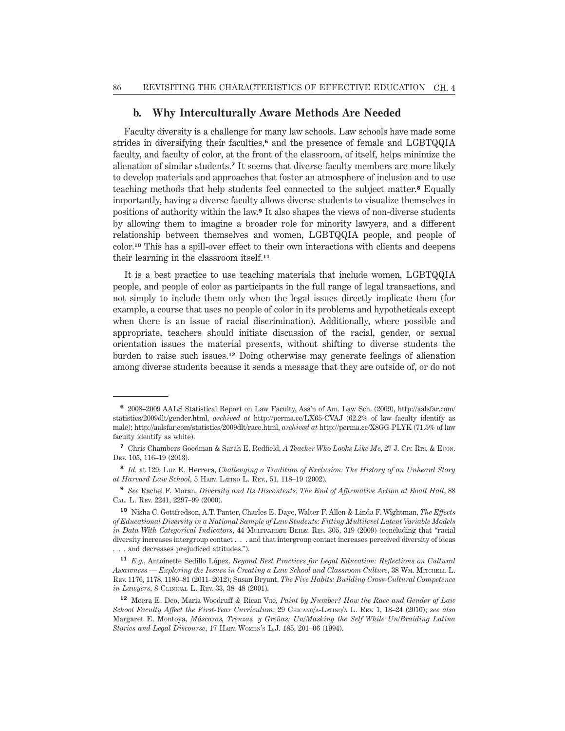### b. Why Interculturally Aware Methods Are Needed

Faculty diversity is a challenge for many law schools. Law schools have made some strides in diversifying their faculties,[6] and the presence of female and LGBTQQIA faculty, and faculty of color, at the front of the classroom, of itself, helps minimize the alienation of similar students.[7] It seems that diverse faculty members are more likely to develop materials and approaches that foster an atmosphere of inclusion and to use teaching methods that help students feel connected to the subject matter.[8] Equally importantly, having a diverse faculty allows diverse students to visualize themselves in positions of authority within the law.[9] It also shapes the views of non-diverse students by allowing them to imagine a broader role for minority lawyers, and a different relationship between themselves and women, LGBTQQIA people, and people of color.[10] This has a spill-over effect to their own interactions with clients and deepens their learning in the classroom itself.[11]

It is a best practice to use teaching materials that include women, LGBTQQIA people, and people of color as participants in the full range of legal transactions, and not simply to include them only when the legal issues directly implicate them (for example, a course that uses no people of color in its problems and hypotheticals except when there is an issue of racial discrimination). Additionally, where possible and appropriate, teachers should initiate discussion of the racial, gender, or sexual orientation issues the material presents, without shifting to diverse students the burden to raise such issues.[12] Doing otherwise may generate feelings of alienation among diverse students because it sends a message that they are outside of, or do not

---

[6] 2008–2009 AALS Statistical Report on Law Faculty, Ass'n of Am. Law Sch. (2009), http://aalsfar.com/statistics/2009dlt/gender.html, *archived at* http://perma.cc/LX65-CVAJ (62.2% of law faculty identify as male); http://aalsfar.com/statistics/2009dlt/race.html, *archived at* http://perma.cc/X8GG-PLYK (71.5% of law faculty identify as white).

[7] Chris Chambers Goodman & Sarah E. Redfield, *A Teacher Who Looks Like Me*, 27 J. Civ. Rts. & Econ. Dev. 105, 116–19 (2013).

[8] *Id.* at 129; Luz E. Herrera, *Challenging a Tradition of Exclusion: The History of an Unheard Story at Harvard Law School*, 5 Harv. Latino L. Rev., 51, 118–19 (2002).

[9] *See* Rachel F. Moran, *Diversity and Its Discontents: The End of Affirmative Action at Boalt Hall*, 88 Cal. L. Rev. 2241, 2297–99 (2000).

[10] Nisha C. Gottfredson, A.T. Panter, Charles E. Daye, Walter F. Allen & Linda F. Wightman, *The Effects of Educational Diversity in a National Sample of Law Students: Fitting Multilevel Latent Variable Models in Data With Categorical Indicators*, 44 Multivariate Behav. Res. 305, 319 (2009) (concluding that "racial diversity increases intergroup contact . . . and that intergroup contact increases perceived diversity of ideas . . . and decreases prejudiced attitudes.").

[11] *E.g.*, Antoinette Sedillo López, *Beyond Best Practices for Legal Education: Reflections on Cultural Awareness — Exploring the Issues in Creating a Law School and Classroom Culture*, 38 Wm. Mitchell L. Rev. 1176, 1178, 1180–81 (2011–2012); Susan Bryant, *The Five Habits: Building Cross-Cultural Competence in Lawyers*, 8 Clinical L. Rev. 33, 38–48 (2001).

[12] Meera E. Deo, Maria Woodruff & Rican Vue, *Paint by Number? How the Race and Gender of Law School Faculty Affect the First-Year Curriculum*, 29 Chicano/a-Latino/a L. Rev. 1, 18–24 (2010); *see also* Margaret E. Montoya, *Máscaras, Trenzas, y Greñas: Un/Masking the Self While Un/Braiding Latina Stories and Legal Discourse*, 17 Harv. Women's L.J. 185, 201–06 (1994).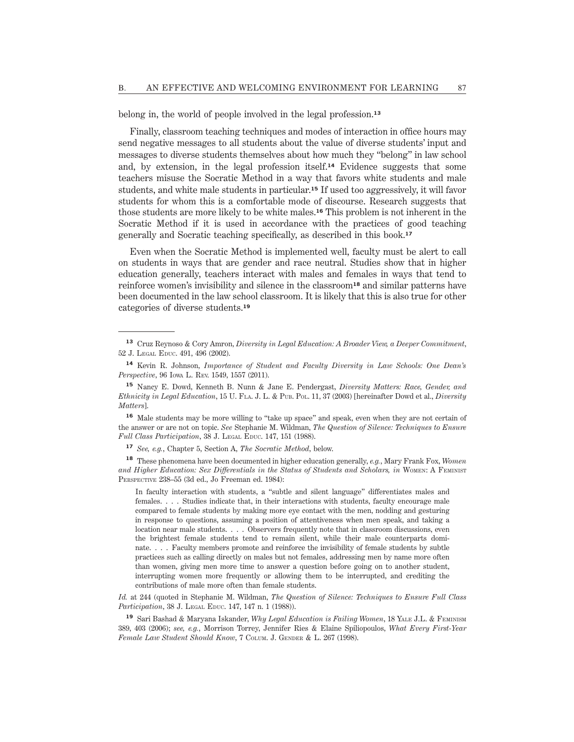belong in, the world of people involved in the legal profession.[13]

Finally, classroom teaching techniques and modes of interaction in office hours may send negative messages to all students about the value of diverse students' input and messages to diverse students themselves about how much they "belong" in law school and, by extension, in the legal profession itself.[14] Evidence suggests that some teachers misuse the Socratic Method in a way that favors white students and male students, and white male students in particular.[15] If used too aggressively, it will favor students for whom this is a comfortable mode of discourse. Research suggests that those students are more likely to be white males.[16] This problem is not inherent in the Socratic Method if it is used in accordance with the practices of good teaching generally and Socratic teaching specifically, as described in this book.[17]

Even when the Socratic Method is implemented well, faculty must be alert to call on students in ways that are gender and race neutral. Studies show that in higher education generally, teachers interact with males and females in ways that tend to reinforce women's invisibility and silence in the classroom[18] and similar patterns have been documented in the law school classroom. It is likely that this is also true for other categories of diverse students.[19]

---

[13] Cruz Reynoso & Cory Amron, *Diversity in Legal Education: A Broader View, a Deeper Commitment*, 52 J. Legal Educ. 491, 496 (2002).

[14] Kevin R. Johnson, *Importance of Student and Faculty Diversity in Law Schools: One Dean's Perspective*, 96 Iowa L. Rev. 1549, 1557 (2011).

[15] Nancy E. Dowd, Kenneth B. Nunn & Jane E. Pendergast, *Diversity Matters: Race, Gender, and Ethnicity in Legal Education*, 15 U. Fla. J. L. & Pub. Pol. 11, 37 (2003) [hereinafter Dowd et al., *Diversity Matters*].

[16] Male students may be more willing to "take up space" and speak, even when they are not certain of the answer or are not on topic. *See* Stephanie M. Wildman, *The Question of Silence: Techniques to Ensure Full Class Participation*, 38 J. Legal Educ. 147, 151 (1988).

[17] *See, e.g.*, Chapter 5, Section A, *The Socratic Method*, below.

[18] These phenomena have been documented in higher education generally, *e.g.*, Mary Frank Fox, *Women and Higher Education: Sex Differentials in the Status of Students and Scholars, in* Women: A Feminist Perspective 238–55 (3d ed., Jo Freeman ed. 1984):

> In faculty interaction with students, a "subtle and silent language" differentiates males and females. . . . Studies indicate that, in their interactions with students, faculty encourage male compared to female students by making more eye contact with the men, nodding and gesturing in response to questions, assuming a position of attentiveness when men speak, and taking a location near male students. . . . Observers frequently note that in classroom discussions, even the brightest female students tend to remain silent, while their male counterparts dominate. . . . Faculty members promote and reinforce the invisibility of female students by subtle practices such as calling directly on males but not females, addressing men by name more often than women, giving men more time to answer a question before going on to another student, interrupting women more frequently or allowing them to be interrupted, and crediting the contributions of male more often than female students.

*Id.* at 244 (quoted in Stephanie M. Wildman, *The Question of Silence: Techniques to Ensure Full Class Participation*, 38 J. Legal Educ. 147, 147 n. 1 (1988)).

[19] Sari Bashad & Maryana Iskander, *Why Legal Education is Failing Women*, 18 Yale J.L. & Feminism 389, 403 (2006); *see, e.g.*, Morrison Torrey, Jennifer Ries & Elaine Spiliopoulos, *What Every First-Year Female Law Student Should Know*, 7 Colum. J. Gender & L. 267 (1998).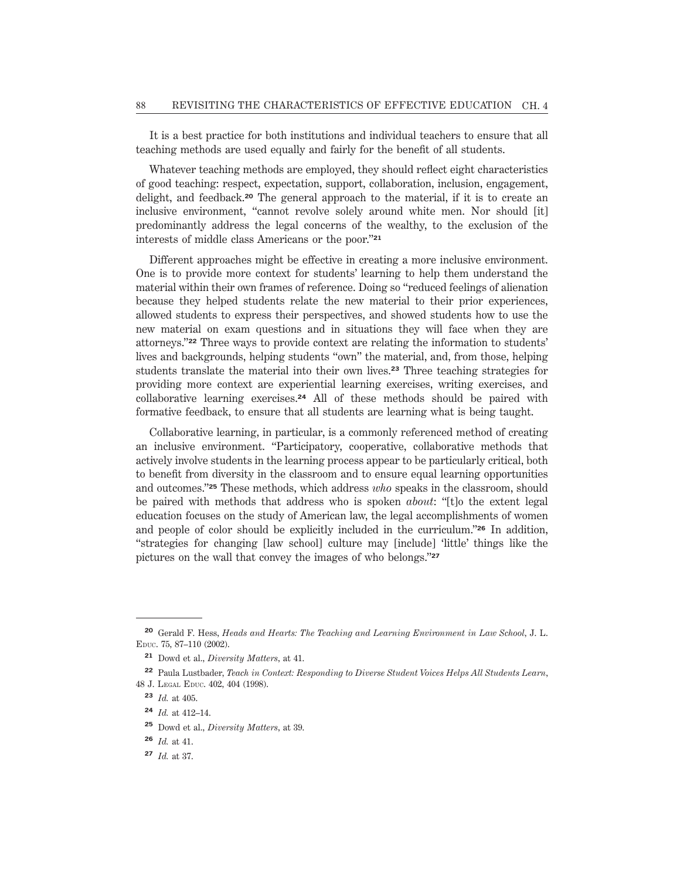It is a best practice for both institutions and individual teachers to ensure that all teaching methods are used equally and fairly for the benefit of all students.

Whatever teaching methods are employed, they should reflect eight characteristics of good teaching: respect, expectation, support, collaboration, inclusion, engagement, delight, and feedback.[20] The general approach to the material, if it is to create an inclusive environment, "cannot revolve solely around white men. Nor should [it] predominantly address the legal concerns of the wealthy, to the exclusion of the interests of middle class Americans or the poor."[21]

Different approaches might be effective in creating a more inclusive environment. One is to provide more context for students' learning to help them understand the material within their own frames of reference. Doing so "reduced feelings of alienation because they helped students relate the new material to their prior experiences, allowed students to express their perspectives, and showed students how to use the new material on exam questions and in situations they will face when they are attorneys."[22] Three ways to provide context are relating the information to students' lives and backgrounds, helping students "own" the material, and, from those, helping students translate the material into their own lives.[23] Three teaching strategies for providing more context are experiential learning exercises, writing exercises, and collaborative learning exercises.[24] All of these methods should be paired with formative feedback, to ensure that all students are learning what is being taught.

Collaborative learning, in particular, is a commonly referenced method of creating an inclusive environment. "Participatory, cooperative, collaborative methods that actively involve students in the learning process appear to be particularly critical, both to benefit from diversity in the classroom and to ensure equal learning opportunities and outcomes."[25] These methods, which address *who* speaks in the classroom, should be paired with methods that address who is spoken *about*: "[t]o the extent legal education focuses on the study of American law, the legal accomplishments of women and people of color should be explicitly included in the curriculum."[26] In addition, "strategies for changing [law school] culture may [include] 'little' things like the pictures on the wall that convey the images of who belongs."[27]

---

[20] Gerald F. Hess, *Heads and Hearts: The Teaching and Learning Environment in Law School*, J. L. Educ. 75, 87–110 (2002).

[21] Dowd et al., *Diversity Matters*, at 41.

[22] Paula Lustbader, *Teach in Context: Responding to Diverse Student Voices Helps All Students Learn*, 48 J. Legal Educ. 402, 404 (1998).

[23] *Id.* at 405.

[24] *Id.* at 412–14.

[25] Dowd et al., *Diversity Matters*, at 39.

[26] *Id.* at 41.

[27] *Id.* at 37.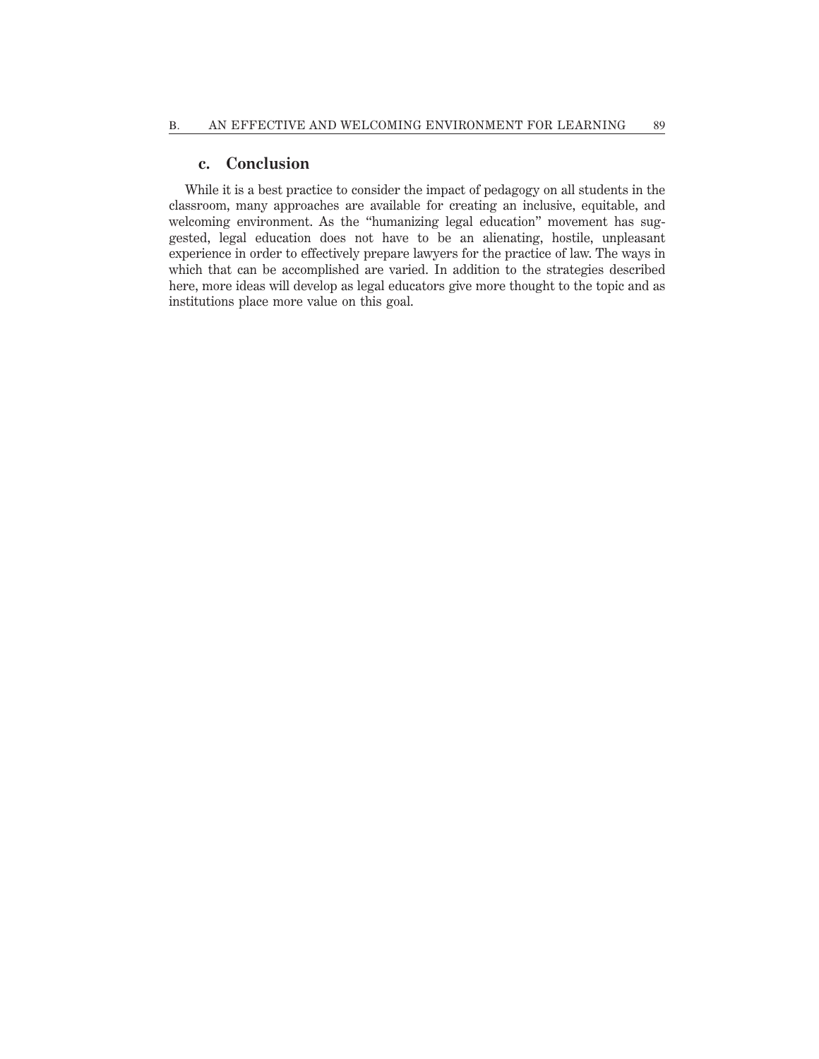### c. Conclusion

While it is a best practice to consider the impact of pedagogy on all students in the classroom, many approaches are available for creating an inclusive, equitable, and welcoming environment. As the "humanizing legal education" movement has suggested, legal education does not have to be an alienating, hostile, unpleasant experience in order to effectively prepare lawyers for the practice of law. The ways in which that can be accomplished are varied. In addition to the strategies described here, more ideas will develop as legal educators give more thought to the topic and as institutions place more value on this goal.